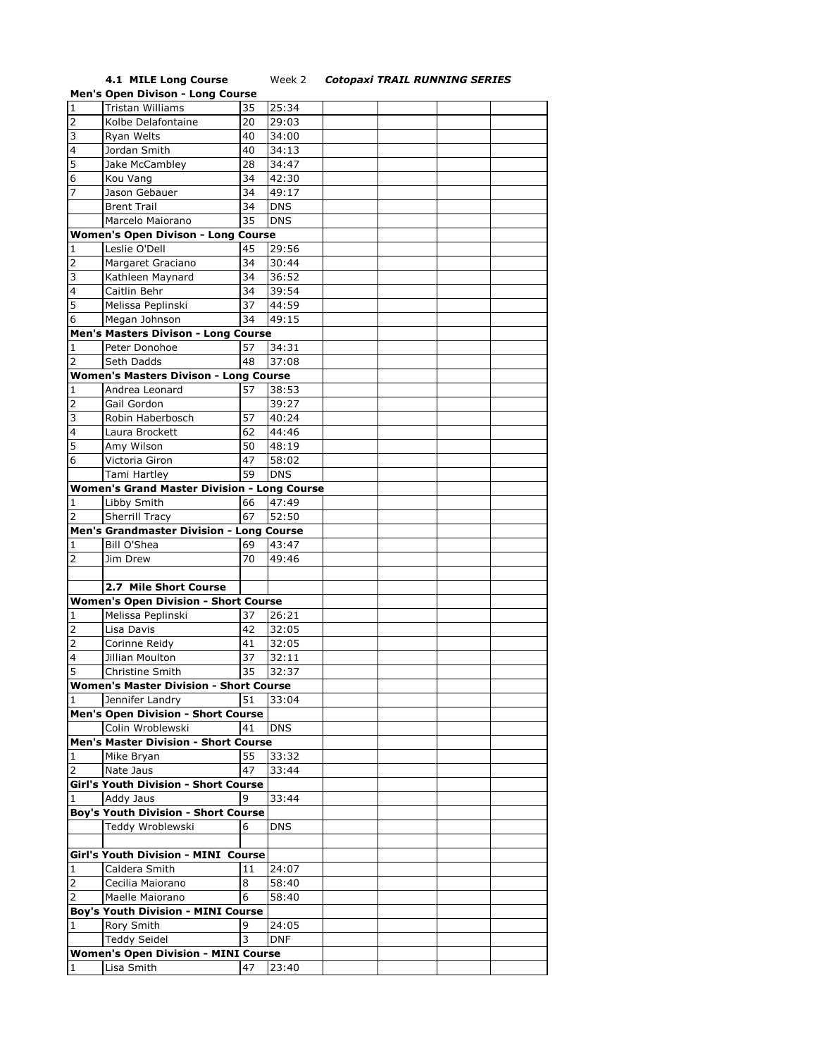**4.1 MILE Long Course** Week 2 ***Cotopaxi TRAIL RUNNING SERIES***

**Men's Open Divison - Long Course**

| | | | |
|---|---|---|---|
| 1 | Tristan Williams | 35 | 25:34 |
| 2 | Kolbe Delafontaine | 20 | 29:03 |
| 3 | Ryan Welts | 40 | 34:00 |
| 4 | Jordan Smith | 40 | 34:13 |
| 5 | Jake McCambley | 28 | 34:47 |
| 6 | Kou Vang | 34 | 42:30 |
| 7 | Jason Gebauer | 34 | 49:17 |
| | Brent Trail | 34 | DNS |
| | Marcelo Maiorano | 35 | DNS |
| **Women's Open Divison - Long Course** | | | |
| 1 | Leslie O'Dell | 45 | 29:56 |
| 2 | Margaret Graciano | 34 | 30:44 |
| 3 | Kathleen Maynard | 34 | 36:52 |
| 4 | Caitlin Behr | 34 | 39:54 |
| 5 | Melissa Peplinski | 37 | 44:59 |
| 6 | Megan Johnson | 34 | 49:15 |
| **Men's Masters Divison - Long Course** | | | |
| 1 | Peter Donohoe | 57 | 34:31 |
| 2 | Seth Dadds | 48 | 37:08 |
| **Women's Masters Divison - Long Course** | | | |
| 1 | Andrea Leonard | 57 | 38:53 |
| 2 | Gail Gordon | | 39:27 |
| 3 | Robin Haberbosch | 57 | 40:24 |
| 4 | Laura Brockett | 62 | 44:46 |
| 5 | Amy Wilson | 50 | 48:19 |
| 6 | Victoria Giron | 47 | 58:02 |
| | Tami Hartley | 59 | DNS |
| **Women's Grand Master Division - Long Course** | | | |
| 1 | Libby Smith | 66 | 47:49 |
| 2 | Sherrill Tracy | 67 | 52:50 |
| **Men's Grandmaster Division - Long Course** | | | |
| 1 | Bill O'Shea | 69 | 43:47 |
| 2 | Jim Drew | 70 | 49:46 |
| | | | |
| | **2.7 Mile Short Course** | | |
| **Women's Open Division - Short Course** | | | |
| 1 | Melissa Peplinski | 37 | 26:21 |
| 2 | Lisa Davis | 42 | 32:05 |
| 2 | Corinne Reidy | 41 | 32:05 |
| 4 | Jillian Moulton | 37 | 32:11 |
| 5 | Christine Smith | 35 | 32:37 |
| **Women's Master Division - Short Course** | | | |
| 1 | Jennifer Landry | 51 | 33:04 |
| **Men's Open Division - Short Course** | | | |
| | Colin Wroblewski | 41 | DNS |
| **Men's Master Division - Short Course** | | | |
| 1 | Mike Bryan | 55 | 33:32 |
| 2 | Nate Jaus | 47 | 33:44 |
| **Girl's Youth Division - Short Course** | | | |
| 1 | Addy Jaus | 9 | 33:44 |
| **Boy's Youth Division - Short Course** | | | |
| | Teddy Wroblewski | 6 | DNS |
| | | | |
| **Girl's Youth Division - MINI Course** | | | |
| 1 | Caldera Smith | 11 | 24:07 |
| 2 | Cecilia Maiorano | 8 | 58:40 |
| 2 | Maelle Maiorano | 6 | 58:40 |
| **Boy's Youth Division - MINI Course** | | | |
| 1 | Rory Smith | 9 | 24:05 |
| | Teddy Seidel | 3 | DNF |
| **Women's Open Division - MINI Course** | | | |
| 1 | Lisa Smith | 47 | 23:40 |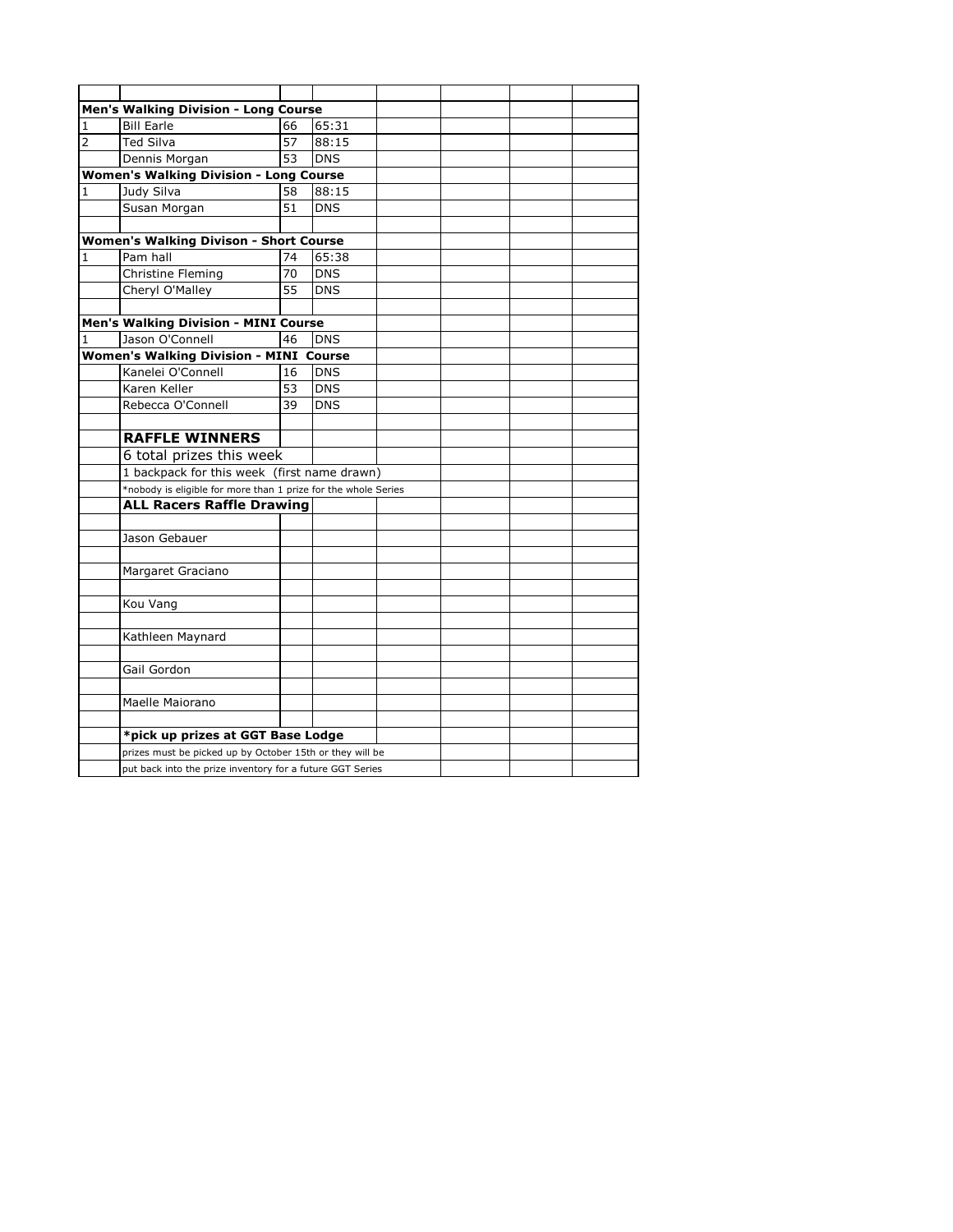| | | | | | | | |
|---|---|---|---|---|---|---|---|
| | | | | | | | |
| **Men's Walking Division - Long Course** | | | | | | | |
| 1 | Bill Earle | 66 | 65:31 | | | | |
| 2 | Ted Silva | 57 | 88:15 | | | | |
| | Dennis Morgan | 53 | DNS | | | | |
| **Women's Walking Division - Long Course** | | | | | | | |
| 1 | Judy Silva | 58 | 88:15 | | | | |
| | Susan Morgan | 51 | DNS | | | | |
| | | | | | | | |
| **Women's Walking Divison - Short Course** | | | | | | | |
| 1 | Pam hall | 74 | 65:38 | | | | |
| | Christine Fleming | 70 | DNS | | | | |
| | Cheryl O'Malley | 55 | DNS | | | | |
| | | | | | | | |
| **Men's Walking Division - MINI Course** | | | | | | | |
| 1 | Jason O'Connell | 46 | DNS | | | | |
| **Women's Walking Division - MINI Course** | | | | | | | |
| | Kanelei O'Connell | 16 | DNS | | | | |
| | Karen Keller | 53 | DNS | | | | |
| | Rebecca O'Connell | 39 | DNS | | | | |
| | | | | | | | |
| | **RAFFLE WINNERS** | | | | | | |
| | 6 total prizes this week | | | | | | |
| | 1 backpack for this week (first name drawn) | | | | | | |
| | *nobody is eligible for more than 1 prize for the whole Series | | | | | | |
| | **ALL Racers Raffle Drawing** | | | | | | |
| | | | | | | | |
| | Jason Gebauer | | | | | | |
| | | | | | | | |
| | Margaret Graciano | | | | | | |
| | | | | | | | |
| | Kou Vang | | | | | | |
| | | | | | | | |
| | Kathleen Maynard | | | | | | |
| | | | | | | | |
| | Gail Gordon | | | | | | |
| | | | | | | | |
| | Maelle Maiorano | | | | | | |
| | | | | | | | |
| | ***pick up prizes at GGT Base Lodge** | | | | | | |
| | prizes must be picked up by October 15th or they will be | | | | | | |
| | put back into the prize inventory for a future GGT Series | | | | | | |